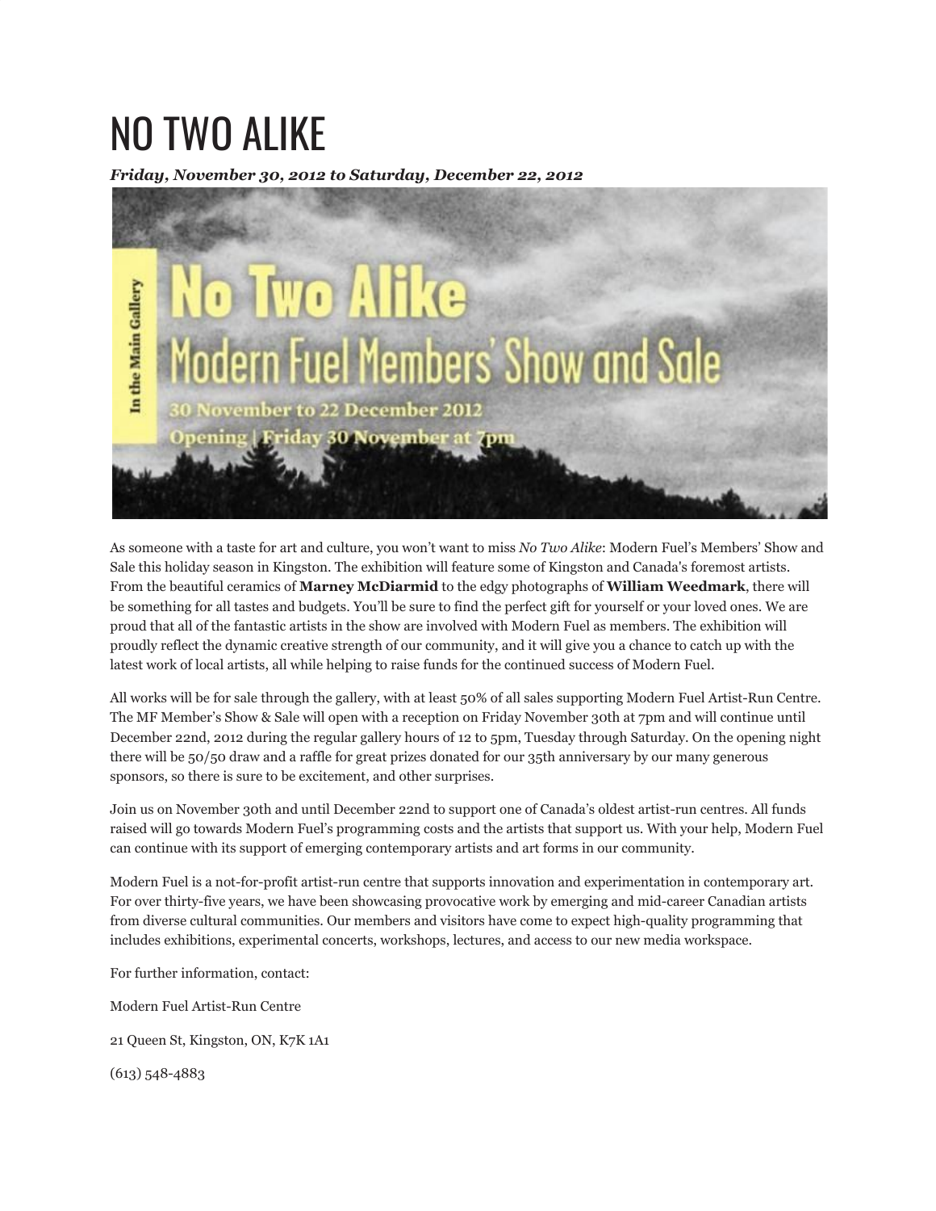# NO TWO ALIKE

***Friday, November 30, 2012 to Saturday, December 22, 2012***

In the Main Gallery

**No Two Alike**

Modern Fuel Members' Show and Sale

30 November to 22 December 2012

Opening | Friday 30 November at 7pm

As someone with a taste for art and culture, you won't want to miss *No Two Alike*: Modern Fuel's Members' Show and Sale this holiday season in Kingston. The exhibition will feature some of Kingston and Canada's foremost artists. From the beautiful ceramics of **Marney McDiarmid** to the edgy photographs of **William Weedmark**, there will be something for all tastes and budgets. You'll be sure to find the perfect gift for yourself or your loved ones. We are proud that all of the fantastic artists in the show are involved with Modern Fuel as members. The exhibition will proudly reflect the dynamic creative strength of our community, and it will give you a chance to catch up with the latest work of local artists, all while helping to raise funds for the continued success of Modern Fuel.

All works will be for sale through the gallery, with at least 50% of all sales supporting Modern Fuel Artist-Run Centre. The MF Member's Show & Sale will open with a reception on Friday November 30th at 7pm and will continue until December 22nd, 2012 during the regular gallery hours of 12 to 5pm, Tuesday through Saturday. On the opening night there will be 50/50 draw and a raffle for great prizes donated for our 35th anniversary by our many generous sponsors, so there is sure to be excitement, and other surprises.

Join us on November 30th and until December 22nd to support one of Canada's oldest artist-run centres. All funds raised will go towards Modern Fuel's programming costs and the artists that support us. With your help, Modern Fuel can continue with its support of emerging contemporary artists and art forms in our community.

Modern Fuel is a not-for-profit artist-run centre that supports innovation and experimentation in contemporary art. For over thirty-five years, we have been showcasing provocative work by emerging and mid-career Canadian artists from diverse cultural communities. Our members and visitors have come to expect high-quality programming that includes exhibitions, experimental concerts, workshops, lectures, and access to our new media workspace.

For further information, contact:

Modern Fuel Artist-Run Centre

21 Queen St, Kingston, ON, K7K 1A1

(613) 548-4883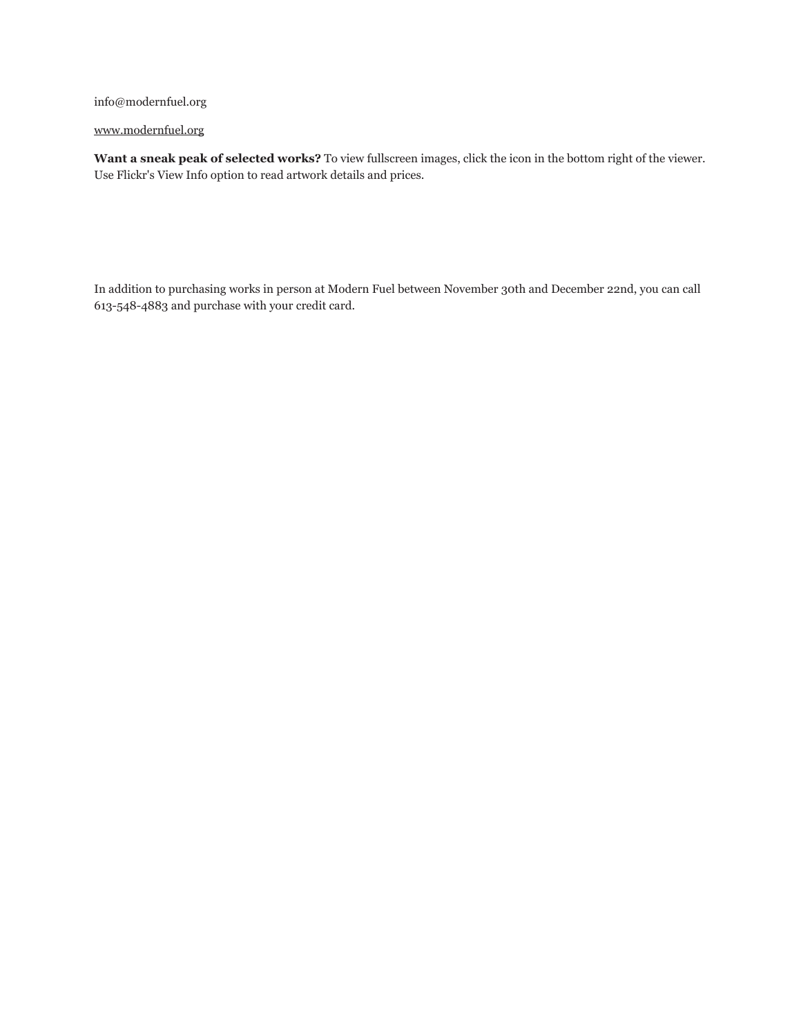info@modernfuel.org

www.modernfuel.org

**Want a sneak peak of selected works?** To view fullscreen images, click the icon in the bottom right of the viewer. Use Flickr's View Info option to read artwork details and prices.

In addition to purchasing works in person at Modern Fuel between November 30th and December 22nd, you can call 613-548-4883 and purchase with your credit card.